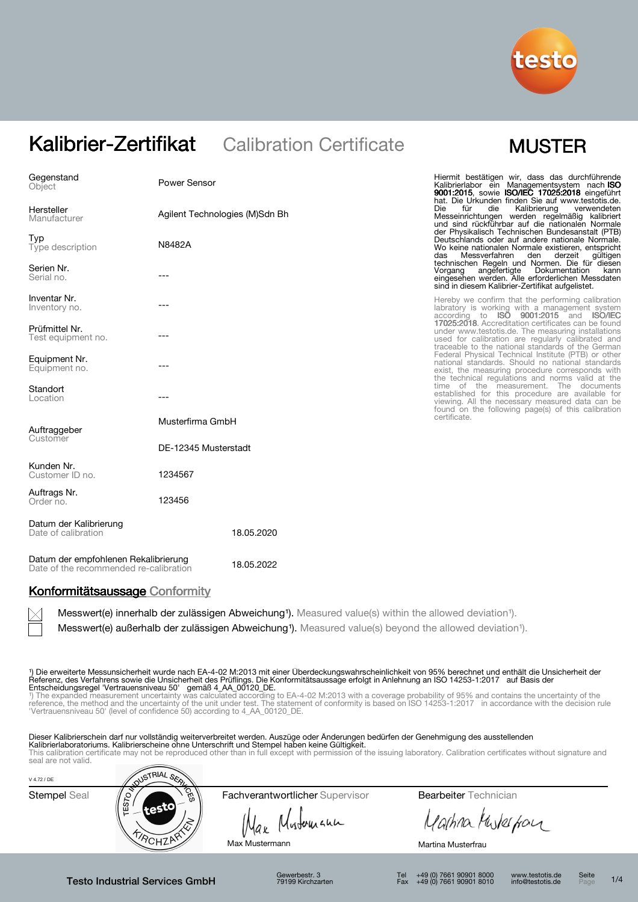# Kalibrier-Zertifikat Calibration Certificate

**MUSTER**

| Feld | Wert |
|---|---|
| Gegenstand Object | Power Sensor |
| Hersteller Manufacturer | Agilent Technologies (M)Sdn Bh |
| Typ Type description | N8482A |
| Serien Nr. Serial no. | --- |
| Inventar Nr. Inventory no. | --- |
| Prüfmittel Nr. Test equipment no. | --- |
| Equipment Nr. Equipment no. | --- |
| Standort Location | --- |
| Auftraggeber Customer | Musterfirma GmbH<br>DE-12345 Musterstadt |
| Kunden Nr. Customer ID no. | 1234567 |
| Auftrags Nr. Order no. | 123456 |
| Datum der Kalibrierung Date of calibration | 18.05.2020 |
| Datum der empfohlenen Rekalibrierung Date of the recommended re-calibration | 18.05.2022 |

Hiermit bestätigen wir, dass das durchführende Kalibrierlabor ein Managementsystem nach **ISO 9001:2015**, sowie **ISO/IEC 17025:2018** eingeführt hat. Die Urkunden finden Sie auf www.testotis.de. Die für die Kalibrierung verwendeten Messeinrichtungen werden regelmäßig kalibriert und sind rückführbar auf die nationalen Normale der Physikalisch Technischen Bundesanstalt (PTB) Deutschlands oder auf andere nationale Normale. Wo keine nationalen Normale existieren, entspricht das Messverfahren den derzeit gültigen technischen Regeln und Normen. Die für diesen Vorgang angefertigte Dokumentation kann eingesehen werden. Alle erforderlichen Messdaten sind in diesem Kalibrier-Zertifikat aufgelistet.

Hereby we confirm that the performing calibration laboratory is working with a management system according to **ISO 9001:2015** and **ISO/IEC 17025:2018**. Accreditation certificates can be found under www.testotis.de. The measuring installations used for calibration are regularly calibrated and traceable to the national standards of the German Federal Physical Technical Institute (PTB) or other national standards. Should no national standards exist, the measuring procedure corresponds with the technical regulations and norms valid at the time of the measurement. The documents established for this procedure are available for viewing. All the necessary measured data can be found on the following page(s) of this calibration certificate.

## Konformitätsaussage Conformity

- [x] Messwert(e) innerhalb der zulässigen Abweichung[1]. Measured value(s) within the allowed deviation[1].
- [ ] Messwert(e) außerhalb der zulässigen Abweichung[1]. Measured value(s) beyond the allowed deviation[1].

[1] Die erweiterte Messunsicherheit wurde nach EA-4-02 M:2013 mit einer Überdeckungswahrscheinlichkeit von 95% berechnet und enthält die Unsicherheit der Referenz, des Verfahrens sowie die Unsicherheit des Prüflings. Die Konformitätsaussage erfolgt in Anlehnung an ISO 14253-1:2017 auf Basis der Entscheidungsregel 'Vertrauensniveau 50' gemäß 4_AA_00120_DE.

[1] The expanded measurement uncertainty was calculated according to EA-4-02 M:2013 with a coverage probability of 95% and contains the uncertainty of the reference, the method and the uncertainty of the unit under test. The statement of conformity is based on ISO 14253-1:2017 in accordance with the decision rule 'Vertrauensniveau 50' (level of confidence 50) according to 4_AA_00120_DE.

Dieser Kalibrierschein darf nur vollständig weiterverbreitet werden. Auszüge oder Änderungen bedürfen der Genehmigung des ausstellenden Kalibrierlaboratoriums. Kalibrierscheine ohne Unterschrift und Stempel haben keine Gültigkeit.

This calibration certificate may not be reproduced other than in full except with permission of the issuing laboratory. Calibration certificates without signature and seal are not valid.

V 4.72 / DE

| Stempel Seal | Fachverantwortlicher Supervisor | Bearbeiter Technician |
|---|---|---|
| TESTO INDUSTRIAL SERVICES KIRCHZARTEN | Max Mustermann | Martina Musterfrau |

Testo Industrial Services GmbH · Gewerbestr. 3, 79199 Kirchzarten · Tel +49 (0) 7661 90901 8000 · Fax +49 (0) 7661 90901 8010 · www.testotis.de · info@testotis.de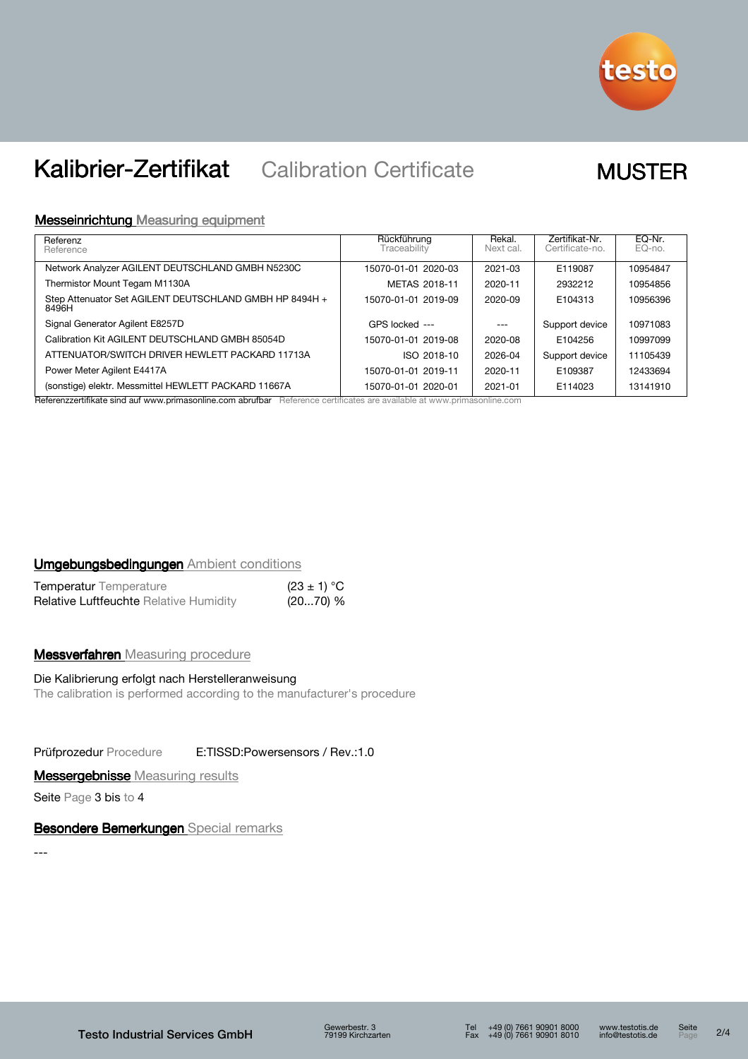# Kalibrier-Zertifikat Calibration Certificate

**MUSTER**

## Messeinrichtung Measuring equipment

| Referenz Reference | Rückführung Traceability | Rekal. Next cal. | Zertifikat-Nr. Certificate-no. | EQ-Nr. EQ-no. |
|---|---|---|---|---|
| Network Analyzer AGILENT DEUTSCHLAND GMBH N5230C | 15070-01-01 2020-03 | 2021-03 | E119087 | 10954847 |
| Thermistor Mount Tegam M1130A | METAS 2018-11 | 2020-11 | 2932212 | 10954856 |
| Step Attenuator Set AGILENT DEUTSCHLAND GMBH HP 8494H + 8496H | 15070-01-01 2019-09 | 2020-09 | E104313 | 10956396 |
| Signal Generator Agilent E8257D | GPS locked --- | --- | Support device | 10971083 |
| Calibration Kit AGILENT DEUTSCHLAND GMBH 85054D | 15070-01-01 2019-08 | 2020-08 | E104256 | 10997099 |
| ATTENUATOR/SWITCH DRIVER HEWLETT PACKARD 11713A | ISO 2018-10 | 2026-04 | Support device | 11105439 |
| Power Meter Agilent E4417A | 15070-01-01 2019-11 | 2020-11 | E109387 | 12433694 |
| (sonstige) elektr. Messmittel HEWLETT PACKARD 11667A | 15070-01-01 2020-01 | 2021-01 | E114023 | 13141910 |

Referenzzertifikate sind auf www.primasonline.com abrufbar Reference certificates are available at www.primasonline.com

## Umgebungsbedingungen Ambient conditions

| | |
|---|---|
| Temperatur Temperature | (23 ± 1) °C |
| Relative Luftfeuchte Relative Humidity | (20...70) % |

## Messverfahren Measuring procedure

Die Kalibrierung erfolgt nach Herstelleranweisung
The calibration is performed according to the manufacturer's procedure

Prüfprozedur Procedure E:TISSD:Powersensors / Rev.:1.0

## Messergebnisse Measuring results

Seite Page 3 bis to 4

## Besondere Bemerkungen Special remarks

---

Testo Industrial Services GmbH
Gewerbestr. 3
79199 Kirchzarten
Tel +49 (0) 7661 90901 8000
Fax +49 (0) 7661 90901 8010
www.testotis.de
info@testotis.de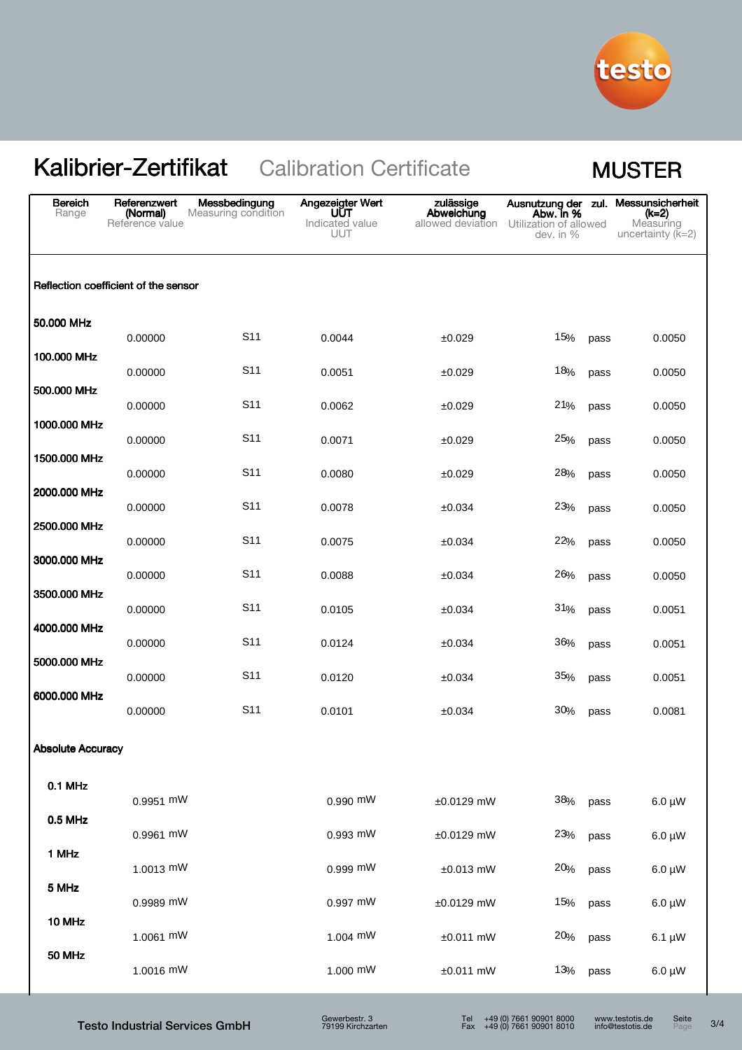# Kalibrier-Zertifikat Calibration Certificate

**MUSTER**

| Bereich<br>Range | Referenzwert (Normal)<br>Reference value | Messbedingung<br>Measuring condition | Angezeigter Wert UUT<br>Indicated value UUT | zulässige Abweichung<br>allowed deviation | Ausnutzung der zul. Abw. in %<br>Utilization of allowed dev. in % | | Messunsicherheit (k=2)<br>Measuring uncertainty (k=2) |
|---|---|---|---|---|---|---|---|
| **Reflection coefficient of the sensor** | | | | | | | |
| **50.000 MHz** | 0.00000 | S11 | 0.0044 | ±0.029 | 15% | pass | 0.0050 |
| **100.000 MHz** | 0.00000 | S11 | 0.0051 | ±0.029 | 18% | pass | 0.0050 |
| **500.000 MHz** | 0.00000 | S11 | 0.0062 | ±0.029 | 21% | pass | 0.0050 |
| **1000.000 MHz** | 0.00000 | S11 | 0.0071 | ±0.029 | 25% | pass | 0.0050 |
| **1500.000 MHz** | 0.00000 | S11 | 0.0080 | ±0.029 | 28% | pass | 0.0050 |
| **2000.000 MHz** | 0.00000 | S11 | 0.0078 | ±0.034 | 23% | pass | 0.0050 |
| **2500.000 MHz** | 0.00000 | S11 | 0.0075 | ±0.034 | 22% | pass | 0.0050 |
| **3000.000 MHz** | 0.00000 | S11 | 0.0088 | ±0.034 | 26% | pass | 0.0050 |
| **3500.000 MHz** | 0.00000 | S11 | 0.0105 | ±0.034 | 31% | pass | 0.0051 |
| **4000.000 MHz** | 0.00000 | S11 | 0.0124 | ±0.034 | 36% | pass | 0.0051 |
| **5000.000 MHz** | 0.00000 | S11 | 0.0120 | ±0.034 | 35% | pass | 0.0051 |
| **6000.000 MHz** | 0.00000 | S11 | 0.0101 | ±0.034 | 30% | pass | 0.0081 |
| **Absolute Accuracy** | | | | | | | |
| **0.1 MHz** | 0.9951 mW | | 0.990 mW | ±0.0129 mW | 38% | pass | 6.0 µW |
| **0.5 MHz** | 0.9961 mW | | 0.993 mW | ±0.0129 mW | 23% | pass | 6.0 µW |
| **1 MHz** | 1.0013 mW | | 0.999 mW | ±0.013 mW | 20% | pass | 6.0 µW |
| **5 MHz** | 0.9989 mW | | 0.997 mW | ±0.0129 mW | 15% | pass | 6.0 µW |
| **10 MHz** | 1.0061 mW | | 1.004 mW | ±0.011 mW | 20% | pass | 6.1 µW |
| **50 MHz** | 1.0016 mW | | 1.000 mW | ±0.011 mW | 13% | pass | 6.0 µW |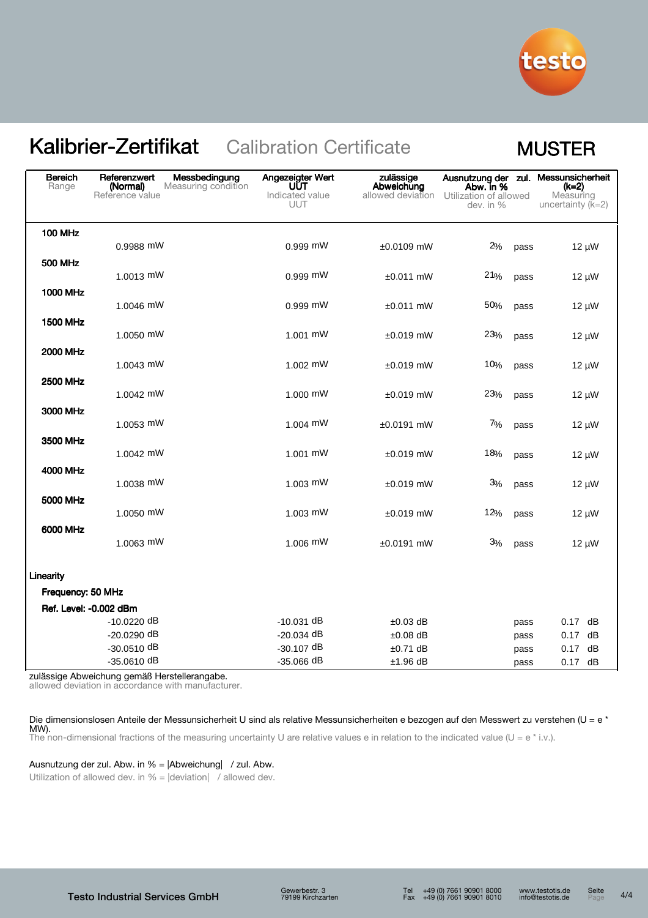# Kalibrier-Zertifikat Calibration Certificate

**MUSTER**

| Bereich<br>Range | Referenzwert (Normal)<br>Reference value | Messbedingung<br>Measuring condition | Angezeigter Wert UUT<br>Indicated value UUT | zulässige Abweichung<br>allowed deviation | Ausnutzung der zul. Abw. in %<br>Utilization of allowed dev. in % | | Messunsicherheit (k=2)<br>Measuring uncertainty (k=2) |
|---|---|---|---|---|---|---|---|
| **100 MHz** | | | | | | | |
| | 0.9988 mW | | 0.999 mW | ±0.0109 mW | 2% | pass | 12 µW |
| **500 MHz** | | | | | | | |
| | 1.0013 mW | | 0.999 mW | ±0.011 mW | 21% | pass | 12 µW |
| **1000 MHz** | | | | | | | |
| | 1.0046 mW | | 0.999 mW | ±0.011 mW | 50% | pass | 12 µW |
| **1500 MHz** | | | | | | | |
| | 1.0050 mW | | 1.001 mW | ±0.019 mW | 23% | pass | 12 µW |
| **2000 MHz** | | | | | | | |
| | 1.0043 mW | | 1.002 mW | ±0.019 mW | 10% | pass | 12 µW |
| **2500 MHz** | | | | | | | |
| | 1.0042 mW | | 1.000 mW | ±0.019 mW | 23% | pass | 12 µW |
| **3000 MHz** | | | | | | | |
| | 1.0053 mW | | 1.004 mW | ±0.0191 mW | 7% | pass | 12 µW |
| **3500 MHz** | | | | | | | |
| | 1.0042 mW | | 1.001 mW | ±0.019 mW | 18% | pass | 12 µW |
| **4000 MHz** | | | | | | | |
| | 1.0038 mW | | 1.003 mW | ±0.019 mW | 3% | pass | 12 µW |
| **5000 MHz** | | | | | | | |
| | 1.0050 mW | | 1.003 mW | ±0.019 mW | 12% | pass | 12 µW |
| **6000 MHz** | | | | | | | |
| | 1.0063 mW | | 1.006 mW | ±0.0191 mW | 3% | pass | 12 µW |
| **Linearity** | | | | | | | |
| **Frequency: 50 MHz** | | | | | | | |
| **Ref. Level: -0.002 dBm** | | | | | | | |
| | -10.0220 dB | | -10.031 dB | ±0.03 dB | | pass | 0.17 dB |
| | -20.0290 dB | | -20.034 dB | ±0.08 dB | | pass | 0.17 dB |
| | -30.0510 dB | | -30.107 dB | ±0.71 dB | | pass | 0.17 dB |
| | -35.0610 dB | | -35.066 dB | ±1.96 dB | | pass | 0.17 dB |

zulässige Abweichung gemäß Herstellerangabe.
allowed deviation in accordance with manufacturer.

Die dimensionslosen Anteile der Messunsicherheit U sind als relative Messunsicherheiten e bezogen auf den Messwert zu verstehen (U = e * MW).
The non-dimensional fractions of the measuring uncertainty U are relative values e in relation to the indicated value (U = e * i.v.).

Ausnutzung der zul. Abw. in % = |Abweichung| / zul. Abw.
Utilization of allowed dev. in % = |deviation| / allowed dev.

Testo Industrial Services GmbH
Gewerbestr. 3
79199 Kirchzarten
Tel +49 (0) 7661 90901 8000
Fax +49 (0) 7661 90901 8010
www.testotis.de
info@testotis.de